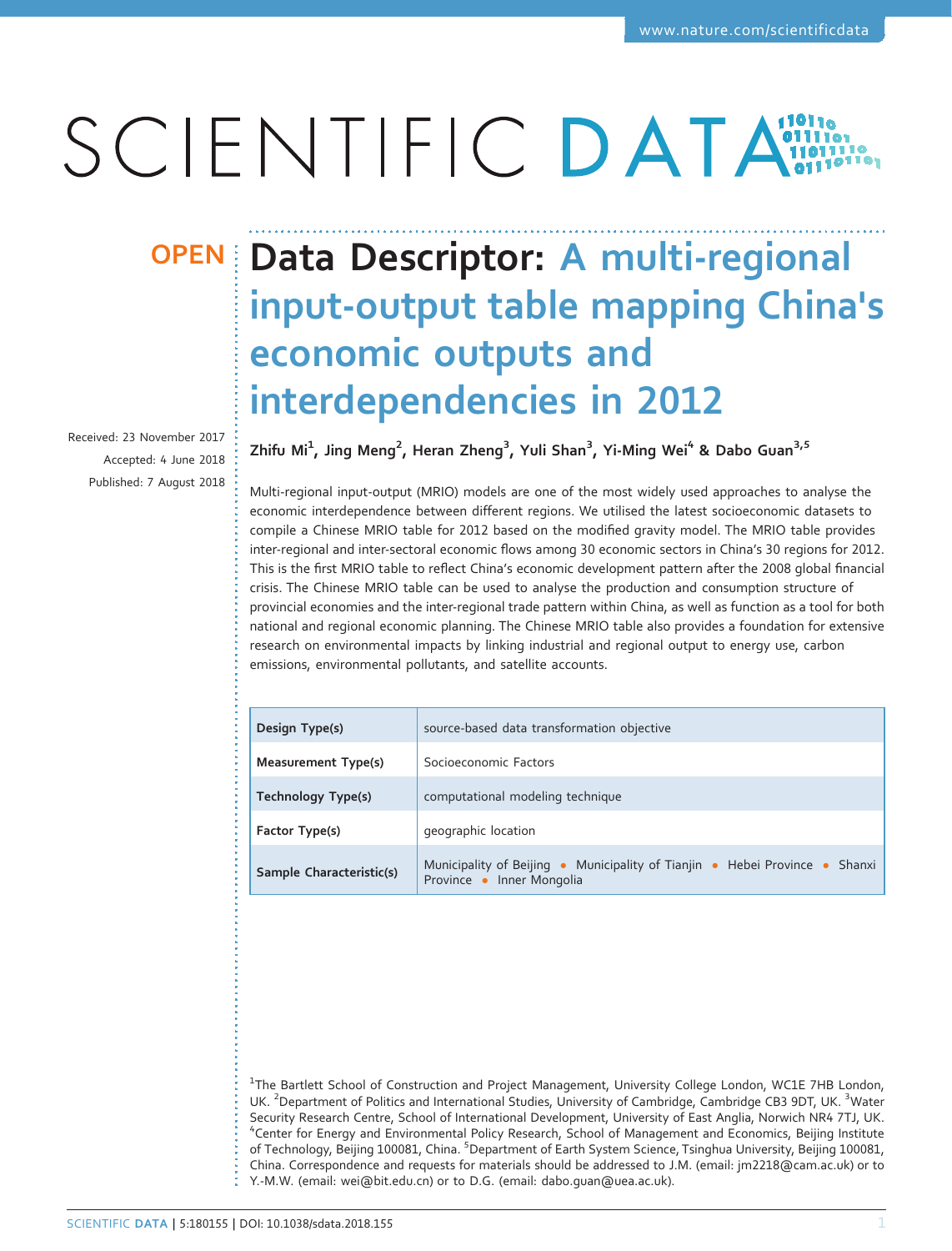# Data Descriptor: A multi-regional input-output table mapping China's economic outputs and interdependencies in 2012

Received: 23 November 2017
Accepted: 4 June 2018
Published: 7 August 2018

**Zhifu Mi[1], Jing Meng[2], Heran Zheng[3], Yuli Shan[3], Yi-Ming Wei[4] & Dabo Guan[3,5]**

Multi-regional input-output (MRIO) models are one of the most widely used approaches to analyse the economic interdependence between different regions. We utilised the latest socioeconomic datasets to compile a Chinese MRIO table for 2012 based on the modified gravity model. The MRIO table provides inter-regional and inter-sectoral economic flows among 30 economic sectors in China's 30 regions for 2012. This is the first MRIO table to reflect China's economic development pattern after the 2008 global financial crisis. The Chinese MRIO table can be used to analyse the production and consumption structure of provincial economies and the inter-regional trade pattern within China, as well as function as a tool for both national and regional economic planning. The Chinese MRIO table also provides a foundation for extensive research on environmental impacts by linking industrial and regional output to energy use, carbon emissions, environmental pollutants, and satellite accounts.

| | |
|---|---|
| **Design Type(s)** | source-based data transformation objective |
| **Measurement Type(s)** | Socioeconomic Factors |
| **Technology Type(s)** | computational modeling technique |
| **Factor Type(s)** | geographic location |
| **Sample Characteristic(s)** | Municipality of Beijing • Municipality of Tianjin • Hebei Province • Shanxi Province • Inner Mongolia |

[1]The Bartlett School of Construction and Project Management, University College London, WC1E 7HB London, UK. [2]Department of Politics and International Studies, University of Cambridge, Cambridge CB3 9DT, UK. [3]Water Security Research Centre, School of International Development, University of East Anglia, Norwich NR4 7TJ, UK. [4]Center for Energy and Environmental Policy Research, School of Management and Economics, Beijing Institute of Technology, Beijing 100081, China. [5]Department of Earth System Science, Tsinghua University, Beijing 100081, China. Correspondence and requests for materials should be addressed to J.M. (email: jm2218@cam.ac.uk) or to Y.-M.W. (email: wei@bit.edu.cn) or to D.G. (email: dabo.guan@uea.ac.uk).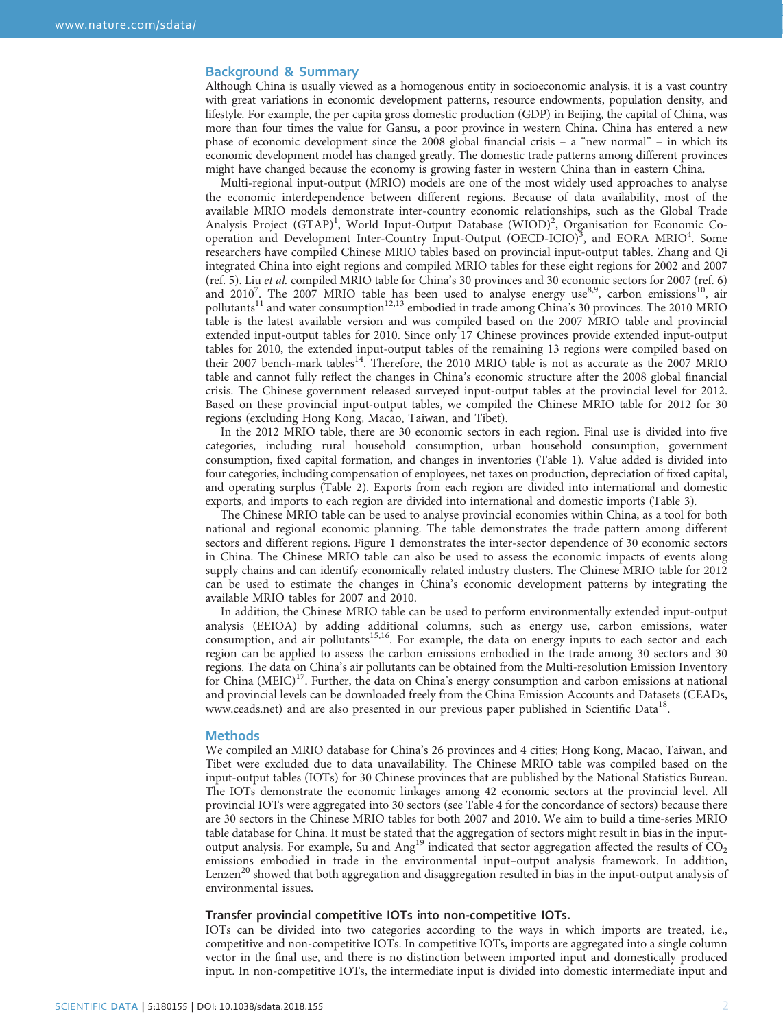## Background & Summary

Although China is usually viewed as a homogenous entity in socioeconomic analysis, it is a vast country with great variations in economic development patterns, resource endowments, population density, and lifestyle. For example, the per capita gross domestic production (GDP) in Beijing, the capital of China, was more than four times the value for Gansu, a poor province in western China. China has entered a new phase of economic development since the 2008 global financial crisis – a "new normal" – in which its economic development model has changed greatly. The domestic trade patterns among different provinces might have changed because the economy is growing faster in western China than in eastern China.

Multi-regional input-output (MRIO) models are one of the most widely used approaches to analyse the economic interdependence between different regions. Because of data availability, most of the available MRIO models demonstrate inter-country economic relationships, such as the Global Trade Analysis Project (GTAP)[1], World Input-Output Database (WIOD)[2], Organisation for Economic Co-operation and Development Inter-Country Input-Output (OECD-ICIO)[3], and EORA MRIO[4]. Some researchers have compiled Chinese MRIO tables based on provincial input-output tables. Zhang and Qi integrated China into eight regions and compiled MRIO tables for these eight regions for 2002 and 2007 (ref. 5). Liu *et al.* compiled MRIO table for China's 30 provinces and 30 economic sectors for 2007 (ref. 6) and 2010[7]. The 2007 MRIO table has been used to analyse energy use[8,9], carbon emissions[10], air pollutants[11] and water consumption[12,13] embodied in trade among China's 30 provinces. The 2010 MRIO table is the latest available version and was compiled based on the 2007 MRIO table and provincial extended input-output tables for 2010. Since only 17 Chinese provinces provide extended input-output tables for 2010, the extended input-output tables of the remaining 13 regions were compiled based on their 2007 bench-mark tables[14]. Therefore, the 2010 MRIO table is not as accurate as the 2007 MRIO table and cannot fully reflect the changes in China's economic structure after the 2008 global financial crisis. The Chinese government released surveyed input-output tables at the provincial level for 2012. Based on these provincial input-output tables, we compiled the Chinese MRIO table for 2012 for 30 regions (excluding Hong Kong, Macao, Taiwan, and Tibet).

In the 2012 MRIO table, there are 30 economic sectors in each region. Final use is divided into five categories, including rural household consumption, urban household consumption, government consumption, fixed capital formation, and changes in inventories (Table 1). Value added is divided into four categories, including compensation of employees, net taxes on production, depreciation of fixed capital, and operating surplus (Table 2). Exports from each region are divided into international and domestic exports, and imports to each region are divided into international and domestic imports (Table 3).

The Chinese MRIO table can be used to analyse provincial economies within China, as a tool for both national and regional economic planning. The table demonstrates the trade pattern among different sectors and different regions. Figure 1 demonstrates the inter-sector dependence of 30 economic sectors in China. The Chinese MRIO table can also be used to assess the economic impacts of events along supply chains and can identify economically related industry clusters. The Chinese MRIO table for 2012 can be used to estimate the changes in China's economic development patterns by integrating the available MRIO tables for 2007 and 2010.

In addition, the Chinese MRIO table can be used to perform environmentally extended input-output analysis (EEIOA) by adding additional columns, such as energy use, carbon emissions, water consumption, and air pollutants[15,16]. For example, the data on energy inputs to each sector and each region can be applied to assess the carbon emissions embodied in the trade among 30 sectors and 30 regions. The data on China's air pollutants can be obtained from the Multi-resolution Emission Inventory for China (MEIC)[17]. Further, the data on China's energy consumption and carbon emissions at national and provincial levels can be downloaded freely from the China Emission Accounts and Datasets (CEADs, www.ceads.net) and are also presented in our previous paper published in Scientific Data[18].

## Methods

We compiled an MRIO database for China's 26 provinces and 4 cities; Hong Kong, Macao, Taiwan, and Tibet were excluded due to data unavailability. The Chinese MRIO table was compiled based on the input-output tables (IOTs) for 30 Chinese provinces that are published by the National Statistics Bureau. The IOTs demonstrate the economic linkages among 42 economic sectors at the provincial level. All provincial IOTs were aggregated into 30 sectors (see Table 4 for the concordance of sectors) because there are 30 sectors in the Chinese MRIO tables for both 2007 and 2010. We aim to build a time-series MRIO table database for China. It must be stated that the aggregation of sectors might result in bias in the input-output analysis. For example, Su and Ang[19] indicated that sector aggregation affected the results of $CO_2$ emissions embodied in trade in the environmental input–output analysis framework. In addition, Lenzen[20] showed that both aggregation and disaggregation resulted in bias in the input-output analysis of environmental issues.

### Transfer provincial competitive IOTs into non-competitive IOTs.

IOTs can be divided into two categories according to the ways in which imports are treated, i.e., competitive and non-competitive IOTs. In competitive IOTs, imports are aggregated into a single column vector in the final use, and there is no distinction between imported input and domestically produced input. In non-competitive IOTs, the intermediate input is divided into domestic intermediate input and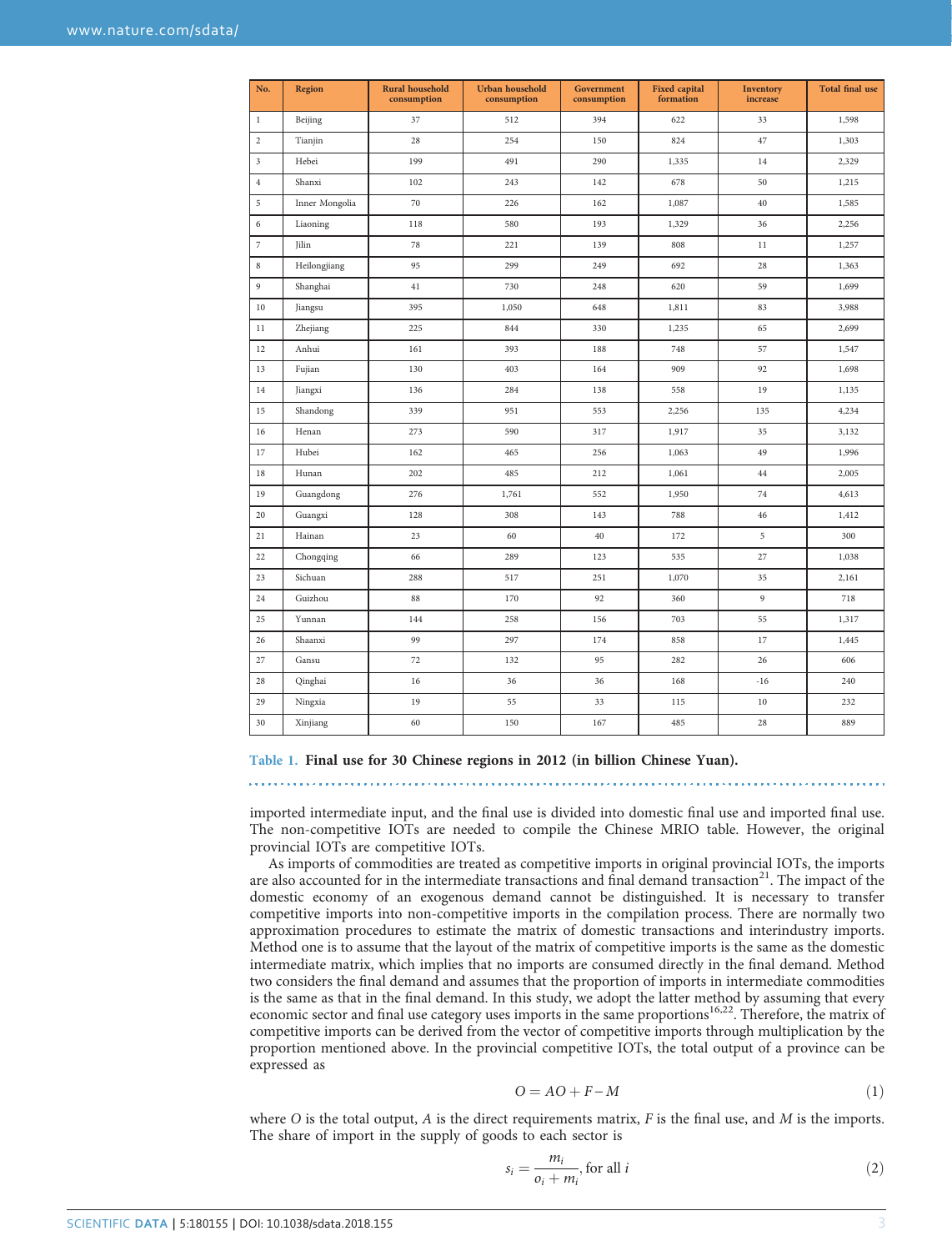| No. | Region | Rural household consumption | Urban household consumption | Government consumption | Fixed capital formation | Inventory increase | Total final use |
|---|---|---|---|---|---|---|---|
| 1 | Beijing | 37 | 512 | 394 | 622 | 33 | 1,598 |
| 2 | Tianjin | 28 | 254 | 150 | 824 | 47 | 1,303 |
| 3 | Hebei | 199 | 491 | 290 | 1,335 | 14 | 2,329 |
| 4 | Shanxi | 102 | 243 | 142 | 678 | 50 | 1,215 |
| 5 | Inner Mongolia | 70 | 226 | 162 | 1,087 | 40 | 1,585 |
| 6 | Liaoning | 118 | 580 | 193 | 1,329 | 36 | 2,256 |
| 7 | Jilin | 78 | 221 | 139 | 808 | 11 | 1,257 |
| 8 | Heilongjiang | 95 | 299 | 249 | 692 | 28 | 1,363 |
| 9 | Shanghai | 41 | 730 | 248 | 620 | 59 | 1,699 |
| 10 | Jiangsu | 395 | 1,050 | 648 | 1,811 | 83 | 3,988 |
| 11 | Zhejiang | 225 | 844 | 330 | 1,235 | 65 | 2,699 |
| 12 | Anhui | 161 | 393 | 188 | 748 | 57 | 1,547 |
| 13 | Fujian | 130 | 403 | 164 | 909 | 92 | 1,698 |
| 14 | Jiangxi | 136 | 284 | 138 | 558 | 19 | 1,135 |
| 15 | Shandong | 339 | 951 | 553 | 2,256 | 135 | 4,234 |
| 16 | Henan | 273 | 590 | 317 | 1,917 | 35 | 3,132 |
| 17 | Hubei | 162 | 465 | 256 | 1,063 | 49 | 1,996 |
| 18 | Hunan | 202 | 485 | 212 | 1,061 | 44 | 2,005 |
| 19 | Guangdong | 276 | 1,761 | 552 | 1,950 | 74 | 4,613 |
| 20 | Guangxi | 128 | 308 | 143 | 788 | 46 | 1,412 |
| 21 | Hainan | 23 | 60 | 40 | 172 | 5 | 300 |
| 22 | Chongqing | 66 | 289 | 123 | 535 | 27 | 1,038 |
| 23 | Sichuan | 288 | 517 | 251 | 1,070 | 35 | 2,161 |
| 24 | Guizhou | 88 | 170 | 92 | 360 | 9 | 718 |
| 25 | Yunnan | 144 | 258 | 156 | 703 | 55 | 1,317 |
| 26 | Shaanxi | 99 | 297 | 174 | 858 | 17 | 1,445 |
| 27 | Gansu | 72 | 132 | 95 | 282 | 26 | 606 |
| 28 | Qinghai | 16 | 36 | 36 | 168 | -16 | 240 |
| 29 | Ningxia | 19 | 55 | 33 | 115 | 10 | 232 |
| 30 | Xinjiang | 60 | 150 | 167 | 485 | 28 | 889 |

**Table 1. Final use for 30 Chinese regions in 2012 (in billion Chinese Yuan).**

imported intermediate input, and the final use is divided into domestic final use and imported final use. The non-competitive IOTs are needed to compile the Chinese MRIO table. However, the original provincial IOTs are competitive IOTs.

As imports of commodities are treated as competitive imports in original provincial IOTs, the imports are also accounted for in the intermediate transactions and final demand transaction[21]. The impact of the domestic economy of an exogenous demand cannot be distinguished. It is necessary to transfer competitive imports into non-competitive imports in the compilation process. There are normally two approximation procedures to estimate the matrix of domestic transactions and interindustry imports. Method one is to assume that the layout of the matrix of competitive imports is the same as the domestic intermediate matrix, which implies that no imports are consumed directly in the final demand. Method two considers the final demand and assumes that the proportion of imports in intermediate commodities is the same as that in the final demand. In this study, we adopt the latter method by assuming that every economic sector and final use category uses imports in the same proportions[16,22]. Therefore, the matrix of competitive imports can be derived from the vector of competitive imports through multiplication by the proportion mentioned above. In the provincial competitive IOTs, the total output of a province can be expressed as

$$O = AO + F - M \tag{1}$$

where $O$ is the total output, $A$ is the direct requirements matrix, $F$ is the final use, and $M$ is the imports. The share of import in the supply of goods to each sector is

$$s_i = \frac{m_i}{o_i + m_i}, \text{ for all } i \tag{2}$$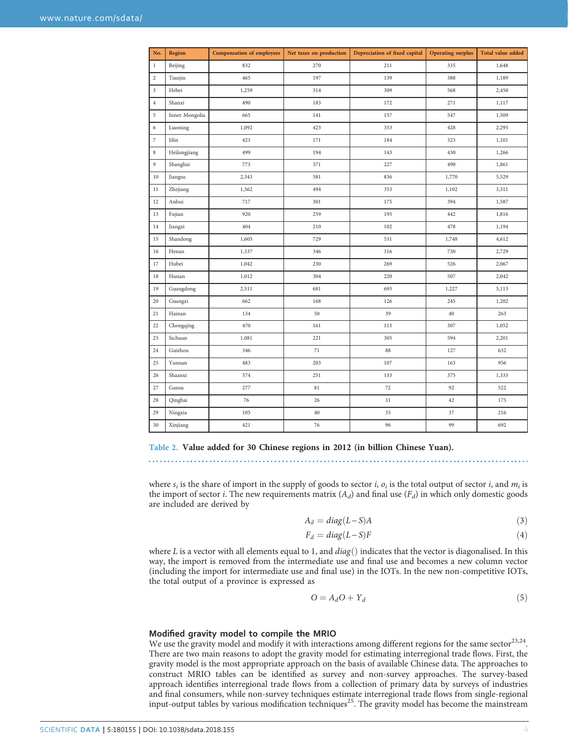| No. | Region | Compensation of employees | Net taxes on production | Depreciation of fixed capital | Operating surplus | Total value added |
|---|---|---|---|---|---|---|
| 1 | Beijing | 832 | 270 | 211 | 335 | 1,648 |
| 2 | Tianjin | 465 | 197 | 139 | 388 | 1,189 |
| 3 | Hebei | 1,259 | 314 | 309 | 568 | 2,450 |
| 4 | Shanxi | 490 | 183 | 172 | 271 | 1,117 |
| 5 | Inner Mongolia | 665 | 141 | 157 | 547 | 1,509 |
| 6 | Liaoning | 1,092 | 423 | 353 | 428 | 2,295 |
| 7 | Jilin | 423 | 171 | 184 | 323 | 1,101 |
| 8 | Heilongjiang | 499 | 194 | 143 | 430 | 1,266 |
| 9 | Shanghai | 773 | 371 | 227 | 490 | 1,861 |
| 10 | Jiangsu | 2,343 | 581 | 836 | 1,770 | 5,529 |
| 11 | Zhejiang | 1,362 | 494 | 353 | 1,102 | 3,311 |
| 12 | Anhui | 717 | 301 | 175 | 394 | 1,587 |
| 13 | Fujian | 920 | 259 | 195 | 442 | 1,816 |
| 14 | Jiangxi | 404 | 210 | 102 | 478 | 1,194 |
| 15 | Shandong | 1,605 | 729 | 531 | 1,748 | 4,612 |
| 16 | Henan | 1,337 | 346 | 316 | 730 | 2,729 |
| 17 | Hubei | 1,042 | 230 | 269 | 526 | 2,067 |
| 18 | Hunan | 1,012 | 304 | 220 | 507 | 2,042 |
| 19 | Guangdong | 2,511 | 681 | 695 | 1,227 | 5,113 |
| 20 | Guangxi | 662 | 168 | 126 | 245 | 1,202 |
| 21 | Hainan | 134 | 50 | 39 | 40 | 263 |
| 22 | Chongqing | 470 | 161 | 115 | 307 | 1,052 |
| 23 | Sichuan | 1,081 | 221 | 305 | 594 | 2,201 |
| 24 | Guizhou | 346 | 71 | 88 | 127 | 632 |
| 25 | Yunnan | 483 | 203 | 107 | 163 | 956 |
| 26 | Shaanxi | 574 | 251 | 133 | 375 | 1,333 |
| 27 | Gansu | 277 | 81 | 72 | 92 | 522 |
| 28 | Qinghai | 76 | 26 | 31 | 42 | 175 |
| 29 | Ningxia | 105 | 40 | 35 | 37 | 216 |
| 30 | Xinjiang | 421 | 76 | 96 | 99 | 692 |

**Table 2. Value added for 30 Chinese regions in 2012 (in billion Chinese Yuan).**

where $s_i$ is the share of import in the supply of goods to sector $i$, $o_i$ is the total output of sector $i$, and $m_i$ is the import of sector $i$. The new requirements matrix ($A_d$) and final use ($F_d$) in which only domestic goods are included are derived by

$$A_d = diag(L - S)A \tag{3}$$

$$F_d = diag(L - S)F \tag{4}$$

where $L$ is a vector with all elements equal to 1, and $diag()$ indicates that the vector is diagonalised. In this way, the import is removed from the intermediate use and final use and becomes a new column vector (including the import for intermediate use and final use) in the IOTs. In the new non-competitive IOTs, the total output of a province is expressed as

$$O = A_d O + Y_d \tag{5}$$

## Modified gravity model to compile the MRIO

We use the gravity model and modify it with interactions among different regions for the same sector[23,24]. There are two main reasons to adopt the gravity model for estimating interregional trade flows. First, the gravity model is the most appropriate approach on the basis of available Chinese data. The approaches to construct MRIO tables can be identified as survey and non-survey approaches. The survey-based approach identifies interregional trade flows from a collection of primary data by surveys of industries and final consumers, while non-survey techniques estimate interregional trade flows from single-regional input-output tables by various modification techniques[25]. The gravity model has become the mainstream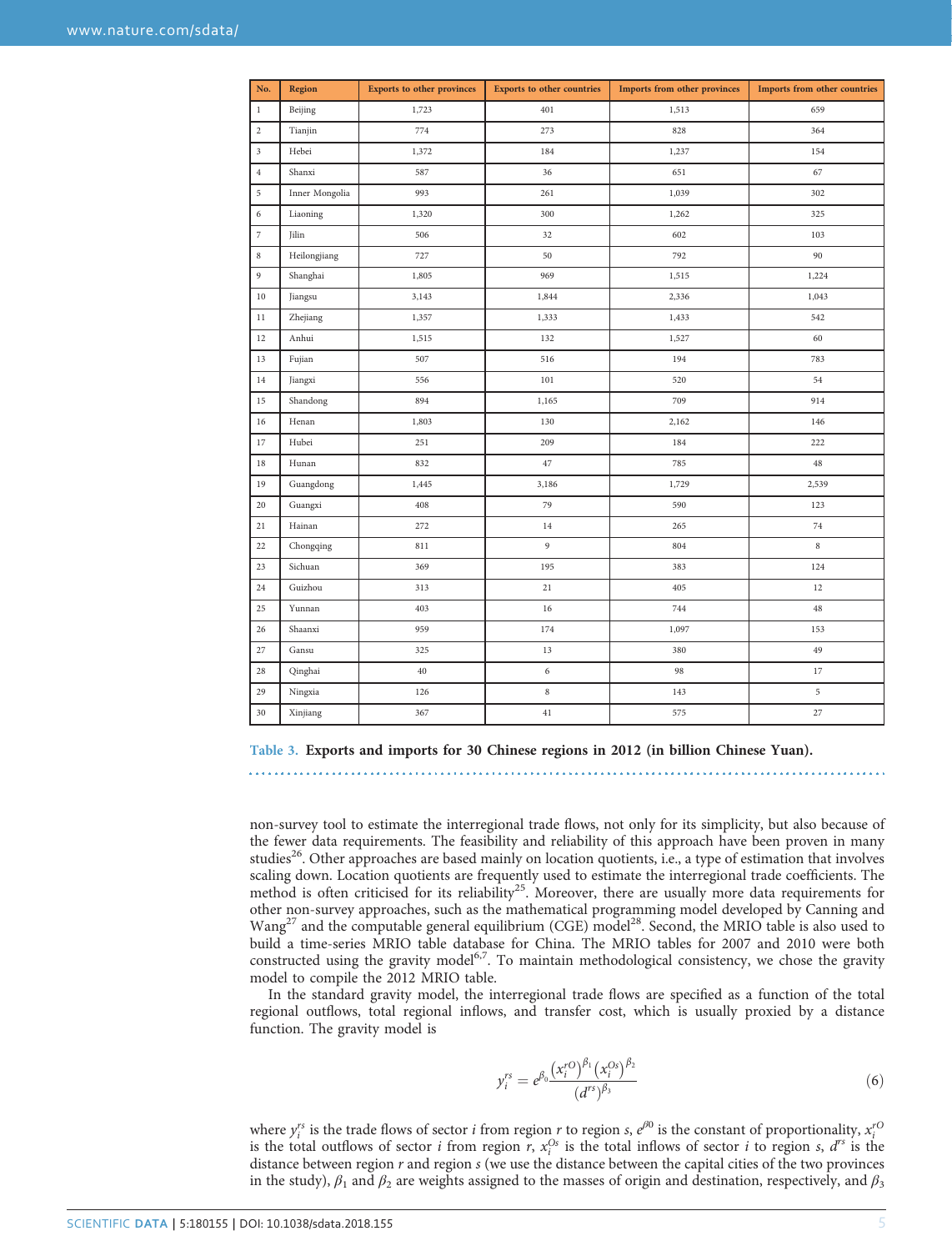| No. | Region | Exports to other provinces | Exports to other countries | Imports from other provinces | Imports from other countries |
|---|---|---|---|---|---|
| 1 | Beijing | 1,723 | 401 | 1,513 | 659 |
| 2 | Tianjin | 774 | 273 | 828 | 364 |
| 3 | Hebei | 1,372 | 184 | 1,237 | 154 |
| 4 | Shanxi | 587 | 36 | 651 | 67 |
| 5 | Inner Mongolia | 993 | 261 | 1,039 | 302 |
| 6 | Liaoning | 1,320 | 300 | 1,262 | 325 |
| 7 | Jilin | 506 | 32 | 602 | 103 |
| 8 | Heilongjiang | 727 | 50 | 792 | 90 |
| 9 | Shanghai | 1,805 | 969 | 1,515 | 1,224 |
| 10 | Jiangsu | 3,143 | 1,844 | 2,336 | 1,043 |
| 11 | Zhejiang | 1,357 | 1,333 | 1,433 | 542 |
| 12 | Anhui | 1,515 | 132 | 1,527 | 60 |
| 13 | Fujian | 507 | 516 | 194 | 783 |
| 14 | Jiangxi | 556 | 101 | 520 | 54 |
| 15 | Shandong | 894 | 1,165 | 709 | 914 |
| 16 | Henan | 1,803 | 130 | 2,162 | 146 |
| 17 | Hubei | 251 | 209 | 184 | 222 |
| 18 | Hunan | 832 | 47 | 785 | 48 |
| 19 | Guangdong | 1,445 | 3,186 | 1,729 | 2,539 |
| 20 | Guangxi | 408 | 79 | 590 | 123 |
| 21 | Hainan | 272 | 14 | 265 | 74 |
| 22 | Chongqing | 811 | 9 | 804 | 8 |
| 23 | Sichuan | 369 | 195 | 383 | 124 |
| 24 | Guizhou | 313 | 21 | 405 | 12 |
| 25 | Yunnan | 403 | 16 | 744 | 48 |
| 26 | Shaanxi | 959 | 174 | 1,097 | 153 |
| 27 | Gansu | 325 | 13 | 380 | 49 |
| 28 | Qinghai | 40 | 6 | 98 | 17 |
| 29 | Ningxia | 126 | 8 | 143 | 5 |
| 30 | Xinjiang | 367 | 41 | 575 | 27 |

**Table 3. Exports and imports for 30 Chinese regions in 2012 (in billion Chinese Yuan).**

non-survey tool to estimate the interregional trade flows, not only for its simplicity, but also because of the fewer data requirements. The feasibility and reliability of this approach have been proven in many studies[26]. Other approaches are based mainly on location quotients, i.e., a type of estimation that involves scaling down. Location quotients are frequently used to estimate the interregional trade coefficients. The method is often criticised for its reliability[25]. Moreover, there are usually more data requirements for other non-survey approaches, such as the mathematical programming model developed by Canning and Wang[27] and the computable general equilibrium (CGE) model[28]. Second, the MRIO table is also used to build a time-series MRIO table database for China. The MRIO tables for 2007 and 2010 were both constructed using the gravity model[6,7]. To maintain methodological consistency, we chose the gravity model to compile the 2012 MRIO table.

In the standard gravity model, the interregional trade flows are specified as a function of the total regional outflows, total regional inflows, and transfer cost, which is usually proxied by a distance function. The gravity model is

$$y_i^{rs} = e^{\beta_0} \frac{\left(x_i^{rO}\right)^{\beta_1} \left(x_i^{Os}\right)^{\beta_2}}{\left(d^{rs}\right)^{\beta_3}} \tag{6}$$

where $y_i^{rs}$ is the trade flows of sector $i$ from region $r$ to region $s$, $e^{\beta 0}$ is the constant of proportionality, $x_i^{rO}$ is the total outflows of sector $i$ from region $r$, $x_i^{Os}$ is the total inflows of sector $i$ to region $s$, $d^{rs}$ is the distance between region $r$ and region $s$ (we use the distance between the capital cities of the two provinces in the study), $\beta_1$ and $\beta_2$ are weights assigned to the masses of origin and destination, respectively, and $\beta_3$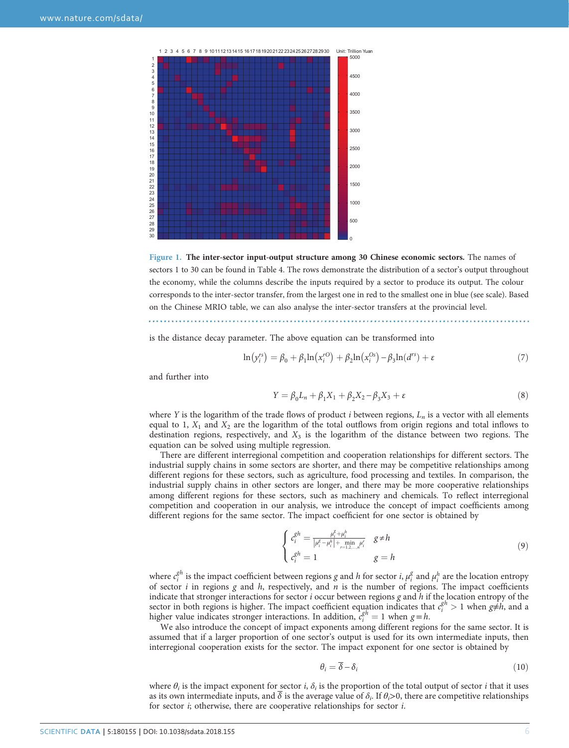**Figure 1. The inter-sector input-output structure among 30 Chinese economic sectors.** The names of sectors 1 to 30 can be found in Table 4. The rows demonstrate the distribution of a sector's output throughout the economy, while the columns describe the inputs required by a sector to produce its output. The colour corresponds to the inter-sector transfer, from the largest one in red to the smallest one in blue (see scale). Based on the Chinese MRIO table, we can also analyse the inter-sector transfers at the provincial level.

is the distance decay parameter. The above equation can be transformed into

$$\ln\left(y_i^{rs}\right) = \beta_0 + \beta_1 \ln\left(x_i^{rO}\right) + \beta_2 \ln\left(x_i^{Os}\right) - \beta_3 \ln\left(d^{rs}\right) + \varepsilon \tag{7}$$

and further into

$$Y = \beta_0 L_n + \beta_1 X_1 + \beta_2 X_2 - \beta_3 X_3 + \varepsilon \tag{8}$$

where $Y$ is the logarithm of the trade flows of product $i$ between regions, $L_n$ is a vector with all elements equal to 1, $X_1$ and $X_2$ are the logarithm of the total outflows from origin regions and total inflows to destination regions, respectively, and $X_3$ is the logarithm of the distance between two regions. The equation can be solved using multiple regression.

There are different interregional competition and cooperation relationships for different sectors. The industrial supply chains in some sectors are shorter, and there may be competitive relationships among different regions for these sectors, such as agriculture, food processing and textiles. In comparison, the industrial supply chains in other sectors are longer, and there may be more cooperative relationships among different regions for these sectors, such as machinery and chemicals. To reflect interregional competition and cooperation in our analysis, we introduce the concept of impact coefficients among different regions for the same sector. The impact coefficient for one sector is obtained by

$$\begin{cases} c_i^{gh} = \dfrac{\mu_i^g + \mu_i^h}{\left|\mu_i^g - \mu_i^h\right| + \min\limits_{r=1,2,\ldots,n} \mu_i^r} & g \neq h \\ c_i^{gh} = 1 & g = h \end{cases} \tag{9}$$

where $c_i^{gh}$ is the impact coefficient between regions $g$ and $h$ for sector $i$, $\mu_i^g$ and $\mu_i^h$ are the location entropy of sector $i$ in regions $g$ and $h$, respectively, and $n$ is the number of regions. The impact coefficients indicate that stronger interactions for sector $i$ occur between regions $g$ and $h$ if the location entropy of the sector in both regions is higher. The impact coefficient equation indicates that $c_i^{gh} > 1$ when $g \neq h$, and a higher value indicates stronger interactions. In addition, $c_i^{gh} = 1$ when $g = h$.

We also introduce the concept of impact exponents among different regions for the same sector. It is assumed that if a larger proportion of one sector's output is used for its own intermediate inputs, then interregional cooperation exists for the sector. The impact exponent for one sector is obtained by

$$\theta_i = \overline{\delta} - \delta_i \tag{10}$$

where $\theta_i$ is the impact exponent for sector $i$, $\delta_i$ is the proportion of the total output of sector $i$ that it uses as its own intermediate inputs, and $\overline{\delta}$ is the average value of $\delta_i$. If $\theta_i > 0$, there are competitive relationships for sector $i$; otherwise, there are cooperative relationships for sector $i$.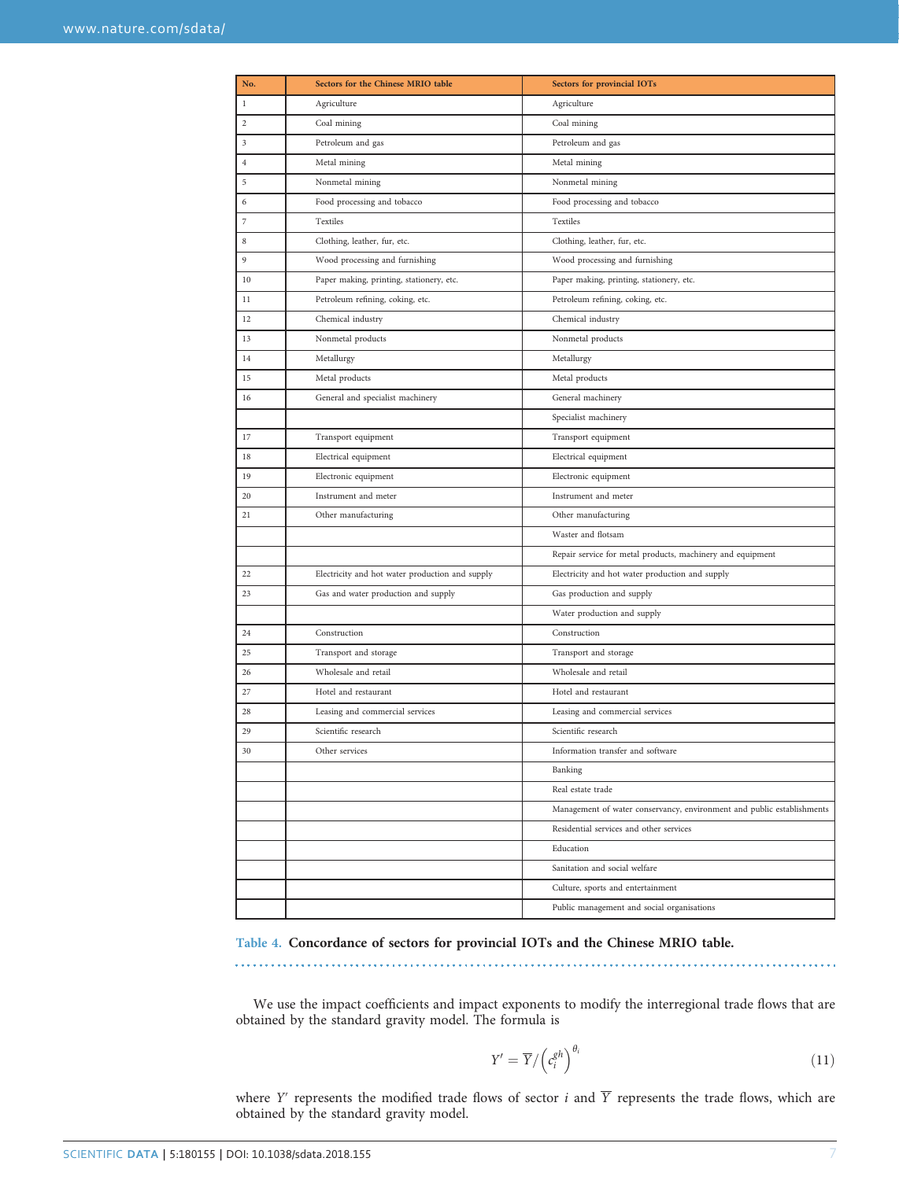| No. | Sectors for the Chinese MRIO table | Sectors for provincial IOTs |
| --- | --- | --- |
| 1 | Agriculture | Agriculture |
| 2 | Coal mining | Coal mining |
| 3 | Petroleum and gas | Petroleum and gas |
| 4 | Metal mining | Metal mining |
| 5 | Nonmetal mining | Nonmetal mining |
| 6 | Food processing and tobacco | Food processing and tobacco |
| 7 | Textiles | Textiles |
| 8 | Clothing, leather, fur, etc. | Clothing, leather, fur, etc. |
| 9 | Wood processing and furnishing | Wood processing and furnishing |
| 10 | Paper making, printing, stationery, etc. | Paper making, printing, stationery, etc. |
| 11 | Petroleum refining, coking, etc. | Petroleum refining, coking, etc. |
| 12 | Chemical industry | Chemical industry |
| 13 | Nonmetal products | Nonmetal products |
| 14 | Metallurgy | Metallurgy |
| 15 | Metal products | Metal products |
| 16 | General and specialist machinery | General machinery |
| | | Specialist machinery |
| 17 | Transport equipment | Transport equipment |
| 18 | Electrical equipment | Electrical equipment |
| 19 | Electronic equipment | Electronic equipment |
| 20 | Instrument and meter | Instrument and meter |
| 21 | Other manufacturing | Other manufacturing |
| | | Waster and flotsam |
| | | Repair service for metal products, machinery and equipment |
| 22 | Electricity and hot water production and supply | Electricity and hot water production and supply |
| 23 | Gas and water production and supply | Gas production and supply |
| | | Water production and supply |
| 24 | Construction | Construction |
| 25 | Transport and storage | Transport and storage |
| 26 | Wholesale and retail | Wholesale and retail |
| 27 | Hotel and restaurant | Hotel and restaurant |
| 28 | Leasing and commercial services | Leasing and commercial services |
| 29 | Scientific research | Scientific research |
| 30 | Other services | Information transfer and software |
| | | Banking |
| | | Real estate trade |
| | | Management of water conservancy, environment and public establishments |
| | | Residential services and other services |
| | | Education |
| | | Sanitation and social welfare |
| | | Culture, sports and entertainment |
| | | Public management and social organisations |

**Table 4. Concordance of sectors for provincial IOTs and the Chinese MRIO table.**

We use the impact coefficients and impact exponents to modify the interregional trade flows that are obtained by the standard gravity model. The formula is

$$Y' = \overline{Y} / \left( c_i^{gh} \right)^{\theta_i} \tag{11}$$

where $Y'$ represents the modified trade flows of sector $i$ and $\overline{Y}$ represents the trade flows, which are obtained by the standard gravity model.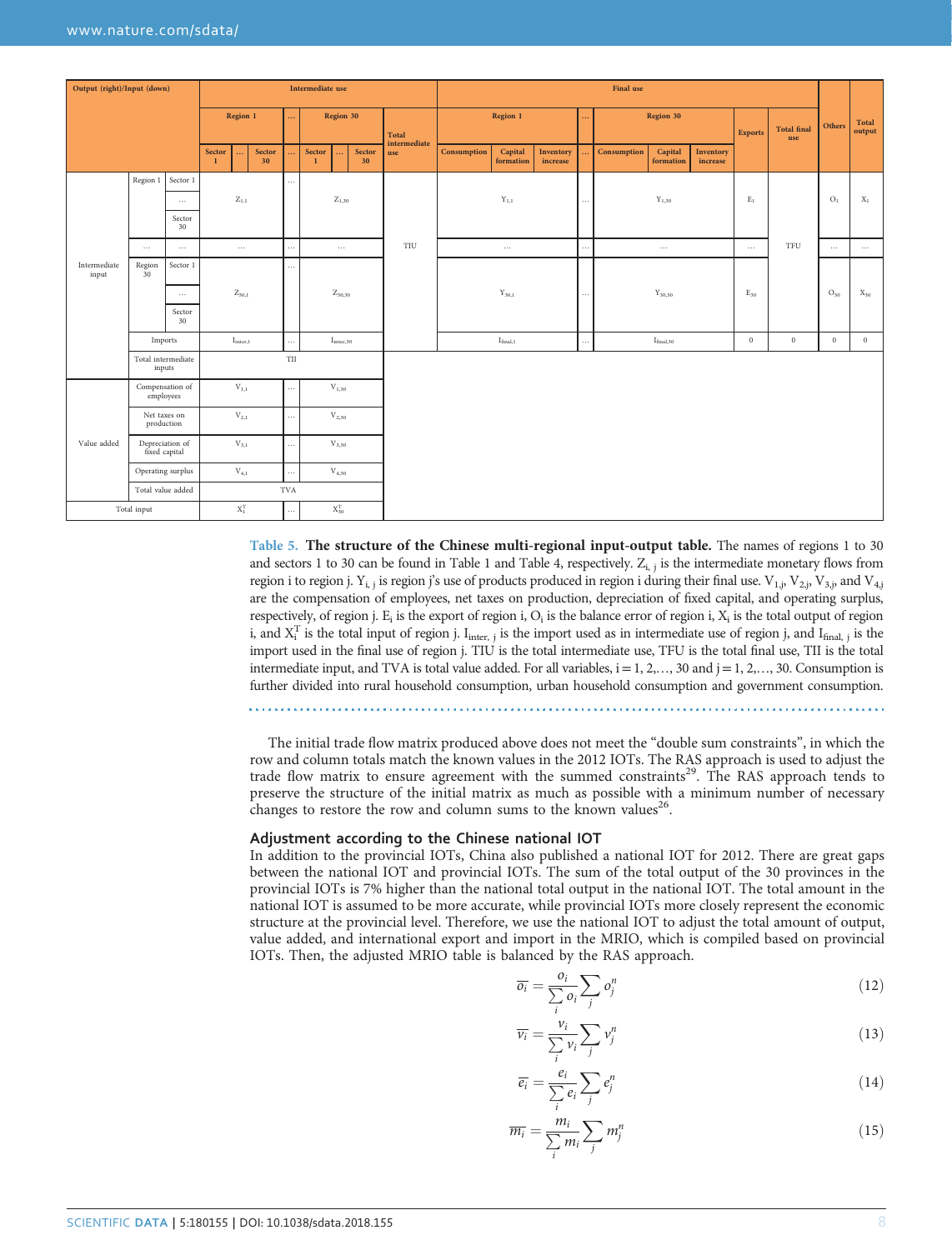| Output (right)/Input (down) | | | Intermediate use | | | | | | | | | Final use | | | | | | | | | | | Others | Total output |
|---|---|---|---|---|---|---|---|---|---|---|---|---|---|---|---|---|---|---|---|---|---|---|---|---|
| | | | Region 1 | | | … | Region 30 | | | Total intermediate use | | Region 1 | | | … | Region 30 | | | Exports | Total final use | | | | |
| | | | Sector 1 | … | Sector 30 | … | Sector 1 | … | Sector 30 | | | Consumption | Capital formation | Inventory increase | … | Consumption | Capital formation | Inventory increase | | | | | | |
| Intermediate input | Region 1 | Sector 1 … Sector 30 | $Z_{1,1}$ | | | … | $Z_{1,30}$ | | | TIU | | $Y_{1,1}$ | | | … | $Y_{1,30}$ | | | $E_1$ | TFU | | | $O_1$ | $X_1$ |
| | … | … | … | | | … | … | | | | | … | | | … | … | | | … | | | | … | … |
| | Region 30 | Sector 1 … Sector 30 | $Z_{30,1}$ | | | … | $Z_{30,30}$ | | | | | $Y_{30,1}$ | | | … | $Y_{30,30}$ | | | $E_{30}$ | | | | $O_{30}$ | $X_{30}$ |
| | Imports | | $I_{inter,1}$ | | | … | $I_{inter,30}$ | | | | | $I_{final,1}$ | | | … | $I_{final,30}$ | | | 0 | 0 | | | 0 | 0 |
| | Total intermediate inputs | | TII | | | | | | | | | | | | | | | | | | | | | |
| Value added | Compensation of employees | | $V_{1,1}$ | | | … | $V_{1,30}$ | | | | | | | | | | | | | | | | | |
| | Net taxes on production | | $V_{2,1}$ | | | … | $V_{2,30}$ | | | | | | | | | | | | | | | | | |
| | Depreciation of fixed capital | | $V_{3,1}$ | | | … | $V_{3,30}$ | | | | | | | | | | | | | | | | | |
| | Operating surplus | | $V_{4,1}$ | | | … | $V_{4,30}$ | | | | | | | | | | | | | | | | | |
| | Total value added | | TVA | | | | | | | | | | | | | | | | | | | | | |
| Total input | | | $X_1^T$ | | | … | $X_{30}^T$ | | | | | | | | | | | | | | | | | |

**Table 5. The structure of the Chinese multi-regional input-output table.** The names of regions 1 to 30 and sectors 1 to 30 can be found in Table 1 and Table 4, respectively. $Z_{i,j}$ is the intermediate monetary flows from region i to region j. $Y_{i,j}$ is region j's use of products produced in region i during their final use. $V_{1,j}$, $V_{2,j}$, $V_{3,j}$, and $V_{4,j}$ are the compensation of employees, net taxes on production, depreciation of fixed capital, and operating surplus, respectively, of region j. $E_i$ is the export of region i, $O_i$ is the balance error of region i, $X_i$ is the total output of region i, and $X_i^T$ is the total input of region j. $I_{inter,j}$ is the import used as in intermediate use of region j, and $I_{final,j}$ is the import used in the final use of region j. TIU is the total intermediate use, TFU is the total final use, TII is the total intermediate input, and TVA is total value added. For all variables, i = 1, 2,…, 30 and j = 1, 2,…, 30. Consumption is further divided into rural household consumption, urban household consumption and government consumption.

The initial trade flow matrix produced above does not meet the "double sum constraints", in which the row and column totals match the known values in the 2012 IOTs. The RAS approach is used to adjust the trade flow matrix to ensure agreement with the summed constraints[29]. The RAS approach tends to preserve the structure of the initial matrix as much as possible with a minimum number of necessary changes to restore the row and column sums to the known values[26].

## Adjustment according to the Chinese national IOT

In addition to the provincial IOTs, China also published a national IOT for 2012. There are great gaps between the national IOT and provincial IOTs. The sum of the total output of the 30 provinces in the provincial IOTs is 7% higher than the national total output in the national IOT. The total amount in the national IOT is assumed to be more accurate, while provincial IOTs more closely represent the economic structure at the provincial level. Therefore, we use the national IOT to adjust the total amount of output, value added, and international export and import in the MRIO, which is compiled based on provincial IOTs. Then, the adjusted MRIO table is balanced by the RAS approach.

$$\overline{o_i} = \frac{o_i}{\sum_i o_i} \sum_j o_j^n \tag{12}$$

$$\overline{v_i} = \frac{v_i}{\sum_i v_i} \sum_j v_j^n \tag{13}$$

$$\overline{e_i} = \frac{e_i}{\sum_i e_i} \sum_j e_j^n \tag{14}$$

$$\overline{m_i} = \frac{m_i}{\sum_i m_i} \sum_j m_j^n \tag{15}$$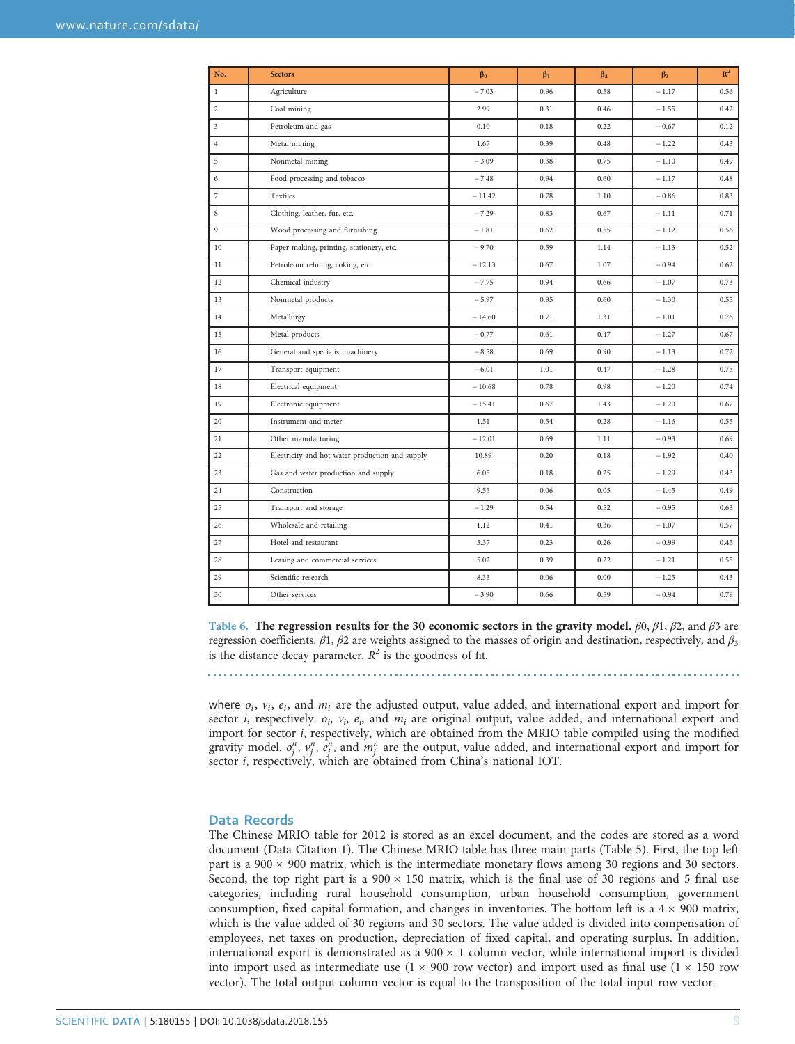| No. | Sectors | $\beta_0$ | $\beta_1$ | $\beta_2$ | $\beta_3$ | $R^2$ |
|---|---|---|---|---|---|---|
| 1 | Agriculture | −7.03 | 0.96 | 0.58 | −1.17 | 0.56 |
| 2 | Coal mining | 2.99 | 0.31 | 0.46 | −1.55 | 0.42 |
| 3 | Petroleum and gas | 0.10 | 0.18 | 0.22 | −0.67 | 0.12 |
| 4 | Metal mining | 1.67 | 0.39 | 0.48 | −1.22 | 0.43 |
| 5 | Nonmetal mining | −3.09 | 0.38 | 0.75 | −1.10 | 0.49 |
| 6 | Food processing and tobacco | −7.48 | 0.94 | 0.60 | −1.17 | 0.48 |
| 7 | Textiles | −11.42 | 0.78 | 1.10 | −0.86 | 0.83 |
| 8 | Clothing, leather, fur, etc. | −7.29 | 0.83 | 0.67 | −1.11 | 0.71 |
| 9 | Wood processing and furnishing | −1.81 | 0.62 | 0.55 | −1.12 | 0.56 |
| 10 | Paper making, printing, stationery, etc. | −9.70 | 0.59 | 1.14 | −1.13 | 0.52 |
| 11 | Petroleum refining, coking, etc. | −12.13 | 0.67 | 1.07 | −0.94 | 0.62 |
| 12 | Chemical industry | −7.75 | 0.94 | 0.66 | −1.07 | 0.73 |
| 13 | Nonmetal products | −5.97 | 0.95 | 0.60 | −1.30 | 0.55 |
| 14 | Metallurgy | −14.60 | 0.71 | 1.31 | −1.01 | 0.76 |
| 15 | Metal products | −0.77 | 0.61 | 0.47 | −1.27 | 0.67 |
| 16 | General and specialist machinery | −8.58 | 0.69 | 0.90 | −1.13 | 0.72 |
| 17 | Transport equipment | −6.01 | 1.01 | 0.47 | −1.28 | 0.75 |
| 18 | Electrical equipment | −10.68 | 0.78 | 0.98 | −1.20 | 0.74 |
| 19 | Electronic equipment | −15.41 | 0.67 | 1.43 | −1.20 | 0.67 |
| 20 | Instrument and meter | 1.51 | 0.54 | 0.28 | −1.16 | 0.55 |
| 21 | Other manufacturing | −12.01 | 0.69 | 1.11 | −0.93 | 0.69 |
| 22 | Electricity and hot water production and supply | 10.89 | 0.20 | 0.18 | −1.92 | 0.40 |
| 23 | Gas and water production and supply | 6.05 | 0.18 | 0.25 | −1.29 | 0.43 |
| 24 | Construction | 9.55 | 0.06 | 0.05 | −1.45 | 0.49 |
| 25 | Transport and storage | −1.29 | 0.54 | 0.52 | −0.95 | 0.63 |
| 26 | Wholesale and retailing | 1.12 | 0.41 | 0.36 | −1.07 | 0.57 |
| 27 | Hotel and restaurant | 3.37 | 0.23 | 0.26 | −0.99 | 0.45 |
| 28 | Leasing and commercial services | 5.02 | 0.39 | 0.22 | −1.21 | 0.55 |
| 29 | Scientific research | 8.33 | 0.06 | 0.00 | −1.25 | 0.43 |
| 30 | Other services | −3.90 | 0.66 | 0.59 | −0.94 | 0.79 |

**Table 6. The regression results for the 30 economic sectors in the gravity model.** $\beta 0$, $\beta 1$, $\beta 2$, and $\beta 3$ are regression coefficients. $\beta 1$, $\beta 2$ are weights assigned to the masses of origin and destination, respectively, and $\beta_3$ is the distance decay parameter. $R^2$ is the goodness of fit.

where $\overline{o_i}$, $\overline{v_i}$, $\overline{e_i}$, and $\overline{m_i}$ are the adjusted output, value added, and international export and import for sector $i$, respectively. $o_i$, $v_i$, $e_i$, and $m_i$ are original output, value added, and international export and import for sector $i$, respectively, which are obtained from the MRIO table compiled using the modified gravity model. $o_j^n$, $v_j^n$, $e_j^n$, and $m_j^n$ are the output, value added, and international export and import for sector $i$, respectively, which are obtained from China's national IOT.

## Data Records

The Chinese MRIO table for 2012 is stored as an excel document, and the codes are stored as a word document (Data Citation 1). The Chinese MRIO table has three main parts (Table 5). First, the top left part is a 900 × 900 matrix, which is the intermediate monetary flows among 30 regions and 30 sectors. Second, the top right part is a 900 × 150 matrix, which is the final use of 30 regions and 5 final use categories, including rural household consumption, urban household consumption, government consumption, fixed capital formation, and changes in inventories. The bottom left is a 4 × 900 matrix, which is the value added of 30 regions and 30 sectors. The value added is divided into compensation of employees, net taxes on production, depreciation of fixed capital, and operating surplus. In addition, international export is demonstrated as a 900 × 1 column vector, while international import is divided into import used as intermediate use (1 × 900 row vector) and import used as final use (1 × 150 row vector). The total output column vector is equal to the transposition of the total input row vector.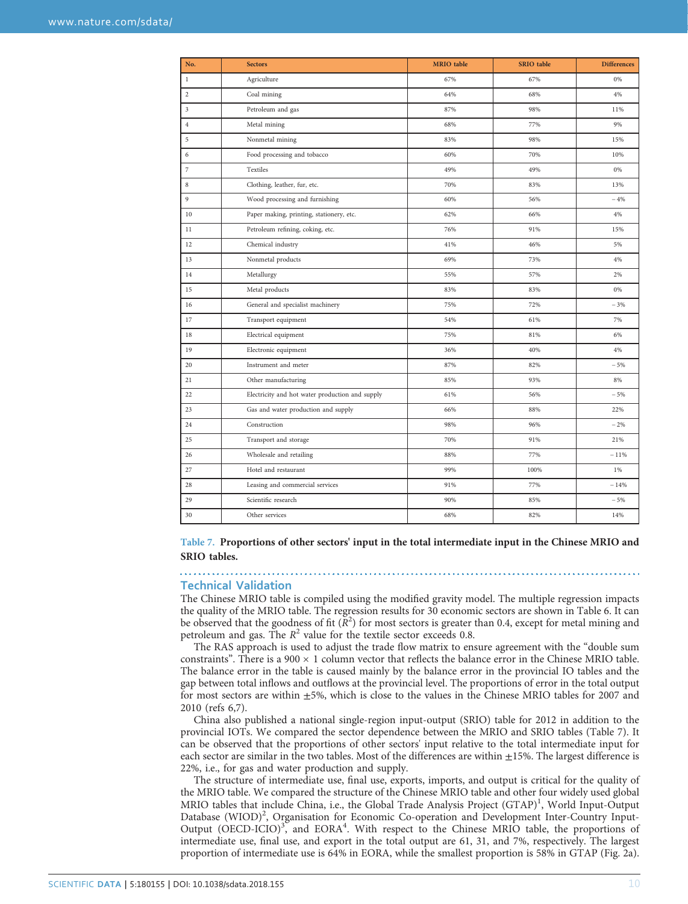| No. | Sectors | MRIO table | SRIO table | Differences |
|---|---|---|---|---|
| 1 | Agriculture | 67% | 67% | 0% |
| 2 | Coal mining | 64% | 68% | 4% |
| 3 | Petroleum and gas | 87% | 98% | 11% |
| 4 | Metal mining | 68% | 77% | 9% |
| 5 | Nonmetal mining | 83% | 98% | 15% |
| 6 | Food processing and tobacco | 60% | 70% | 10% |
| 7 | Textiles | 49% | 49% | 0% |
| 8 | Clothing, leather, fur, etc. | 70% | 83% | 13% |
| 9 | Wood processing and furnishing | 60% | 56% | −4% |
| 10 | Paper making, printing, stationery, etc. | 62% | 66% | 4% |
| 11 | Petroleum refining, coking, etc. | 76% | 91% | 15% |
| 12 | Chemical industry | 41% | 46% | 5% |
| 13 | Nonmetal products | 69% | 73% | 4% |
| 14 | Metallurgy | 55% | 57% | 2% |
| 15 | Metal products | 83% | 83% | 0% |
| 16 | General and specialist machinery | 75% | 72% | −3% |
| 17 | Transport equipment | 54% | 61% | 7% |
| 18 | Electrical equipment | 75% | 81% | 6% |
| 19 | Electronic equipment | 36% | 40% | 4% |
| 20 | Instrument and meter | 87% | 82% | −5% |
| 21 | Other manufacturing | 85% | 93% | 8% |
| 22 | Electricity and hot water production and supply | 61% | 56% | −5% |
| 23 | Gas and water production and supply | 66% | 88% | 22% |
| 24 | Construction | 98% | 96% | −2% |
| 25 | Transport and storage | 70% | 91% | 21% |
| 26 | Wholesale and retailing | 88% | 77% | −11% |
| 27 | Hotel and restaurant | 99% | 100% | 1% |
| 28 | Leasing and commercial services | 91% | 77% | −14% |
| 29 | Scientific research | 90% | 85% | −5% |
| 30 | Other services | 68% | 82% | 14% |

Table 7. **Proportions of other sectors' input in the total intermediate input in the Chinese MRIO and SRIO tables.**

## Technical Validation

The Chinese MRIO table is compiled using the modified gravity model. The multiple regression impacts the quality of the MRIO table. The regression results for 30 economic sectors are shown in Table 6. It can be observed that the goodness of fit ($R^2$) for most sectors is greater than 0.4, except for metal mining and petroleum and gas. The $R^2$ value for the textile sector exceeds 0.8.

The RAS approach is used to adjust the trade flow matrix to ensure agreement with the "double sum constraints". There is a $900 \times 1$ column vector that reflects the balance error in the Chinese MRIO table. The balance error in the table is caused mainly by the balance error in the provincial IO tables and the gap between total inflows and outflows at the provincial level. The proportions of error in the total output for most sectors are within $\pm5\%$, which is close to the values in the Chinese MRIO tables for 2007 and 2010 (refs 6,7).

China also published a national single-region input-output (SRIO) table for 2012 in addition to the provincial IOTs. We compared the sector dependence between the MRIO and SRIO tables (Table 7). It can be observed that the proportions of other sectors' input relative to the total intermediate input for each sector are similar in the two tables. Most of the differences are within $\pm15\%$. The largest difference is 22%, i.e., for gas and water production and supply.

The structure of intermediate use, final use, exports, imports, and output is critical for the quality of the MRIO table. We compared the structure of the Chinese MRIO table and other four widely used global MRIO tables that include China, i.e., the Global Trade Analysis Project (GTAP)[1], World Input-Output Database (WIOD)[2], Organisation for Economic Co-operation and Development Inter-Country Input-Output (OECD-ICIO)[3], and EORA[4]. With respect to the Chinese MRIO table, the proportions of intermediate use, final use, and export in the total output are 61, 31, and 7%, respectively. The largest proportion of intermediate use is 64% in EORA, while the smallest proportion is 58% in GTAP (Fig. 2a).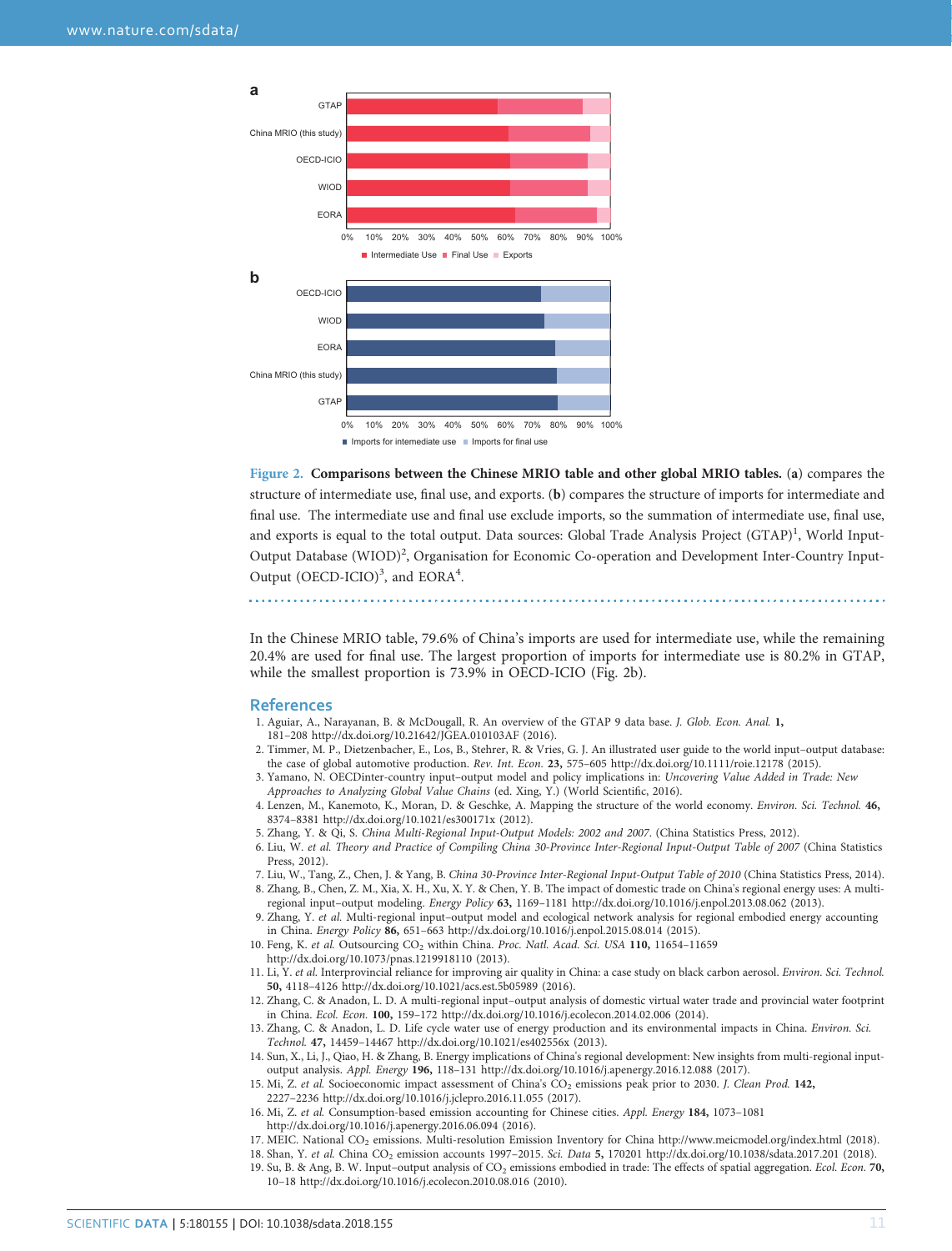Figure 2. **Comparisons between the Chinese MRIO table and other global MRIO tables.** (**a**) compares the structure of intermediate use, final use, and exports. (**b**) compares the structure of imports for intermediate and final use. The intermediate use and final use exclude imports, so the summation of intermediate use, final use, and exports is equal to the total output. Data sources: Global Trade Analysis Project (GTAP)[1], World Input-Output Database (WIOD)[2], Organisation for Economic Co-operation and Development Inter-Country Input-Output (OECD-ICIO)[3], and EORA[4].

In the Chinese MRIO table, 79.6% of China's imports are used for intermediate use, while the remaining 20.4% are used for final use. The largest proportion of imports for intermediate use is 80.2% in GTAP, while the smallest proportion is 73.9% in OECD-ICIO (Fig. 2b).

## References

1. Aguiar, A., Narayanan, B. & McDougall, R. An overview of the GTAP 9 data base. *J. Glob. Econ. Anal.* **1,** 181–208 http://dx.doi.org/10.21642/JGEA.010103AF (2016).
2. Timmer, M. P., Dietzenbacher, E., Los, B., Stehrer, R. & Vries, G. J. An illustrated user guide to the world input–output database: the case of global automotive production. *Rev. Int. Econ.* **23,** 575–605 http://dx.doi.org/10.1111/roie.12178 (2015).
3. Yamano, N. OECDinter-country input–output model and policy implications in: *Uncovering Value Added in Trade: New Approaches to Analyzing Global Value Chains* (ed. Xing, Y.) (World Scientific, 2016).
4. Lenzen, M., Kanemoto, K., Moran, D. & Geschke, A. Mapping the structure of the world economy. *Environ. Sci. Technol.* **46,** 8374–8381 http://dx.doi.org/10.1021/es300171x (2012).
5. Zhang, Y. & Qi, S. *China Multi-Regional Input-Output Models: 2002 and 2007*. (China Statistics Press, 2012).
6. Liu, W. *et al. Theory and Practice of Compiling China 30-Province Inter-Regional Input-Output Table of 2007* (China Statistics Press, 2012).
7. Liu, W., Tang, Z., Chen, J. & Yang, B. *China 30-Province Inter-Regional Input-Output Table of 2010* (China Statistics Press, 2014).
8. Zhang, B., Chen, Z. M., Xia, X. H., Xu, X. Y. & Chen, Y. B. The impact of domestic trade on China's regional energy uses: A multi-regional input–output modeling. *Energy Policy* **63,** 1169–1181 http://dx.doi.org/10.1016/j.enpol.2013.08.062 (2013).
9. Zhang, Y. *et al.* Multi-regional input–output model and ecological network analysis for regional embodied energy accounting in China. *Energy Policy* **86,** 651–663 http://dx.doi.org/10.1016/j.enpol.2015.08.014 (2015).
10. Feng, K. *et al.* Outsourcing $CO_2$ within China. *Proc. Natl. Acad. Sci. USA* **110,** 11654–11659 http://dx.doi.org/10.1073/pnas.1219918110 (2013).
11. Li, Y. *et al.* Interprovincial reliance for improving air quality in China: a case study on black carbon aerosol. *Environ. Sci. Technol.* **50,** 4118–4126 http://dx.doi.org/10.1021/acs.est.5b05989 (2016).
12. Zhang, C. & Anadon, L. D. A multi-regional input–output analysis of domestic virtual water trade and provincial water footprint in China. *Ecol. Econ.* **100,** 159–172 http://dx.doi.org/10.1016/j.ecolecon.2014.02.006 (2014).
13. Zhang, C. & Anadon, L. D. Life cycle water use of energy production and its environmental impacts in China. *Environ. Sci. Technol.* **47,** 14459–14467 http://dx.doi.org/10.1021/es402556x (2013).
14. Sun, X., Li, J., Qiao, H. & Zhang, B. Energy implications of China's regional development: New insights from multi-regional input-output analysis. *Appl. Energy* **196,** 118–131 http://dx.doi.org/10.1016/j.apenergy.2016.12.088 (2017).
15. Mi, Z. *et al.* Socioeconomic impact assessment of China's $CO_2$ emissions peak prior to 2030. *J. Clean Prod.* **142,** 2227–2236 http://dx.doi.org/10.1016/j.jclepro.2016.11.055 (2017).
16. Mi, Z. *et al.* Consumption-based emission accounting for Chinese cities. *Appl. Energy* **184,** 1073–1081 http://dx.doi.org/10.1016/j.apenergy.2016.06.094 (2016).
17. MEIC. National $CO_2$ emissions. Multi-resolution Emission Inventory for China http://www.meicmodel.org/index.html (2018).
18. Shan, Y. *et al.* China $CO_2$ emission accounts 1997–2015. *Sci. Data* **5,** 170201 http://dx.doi.org/10.1038/sdata.2017.201 (2018).
19. Su, B. & Ang, B. W. Input–output analysis of $CO_2$ emissions embodied in trade: The effects of spatial aggregation. *Ecol. Econ.* **70,** 10–18 http://dx.doi.org/10.1016/j.ecolecon.2010.08.016 (2010).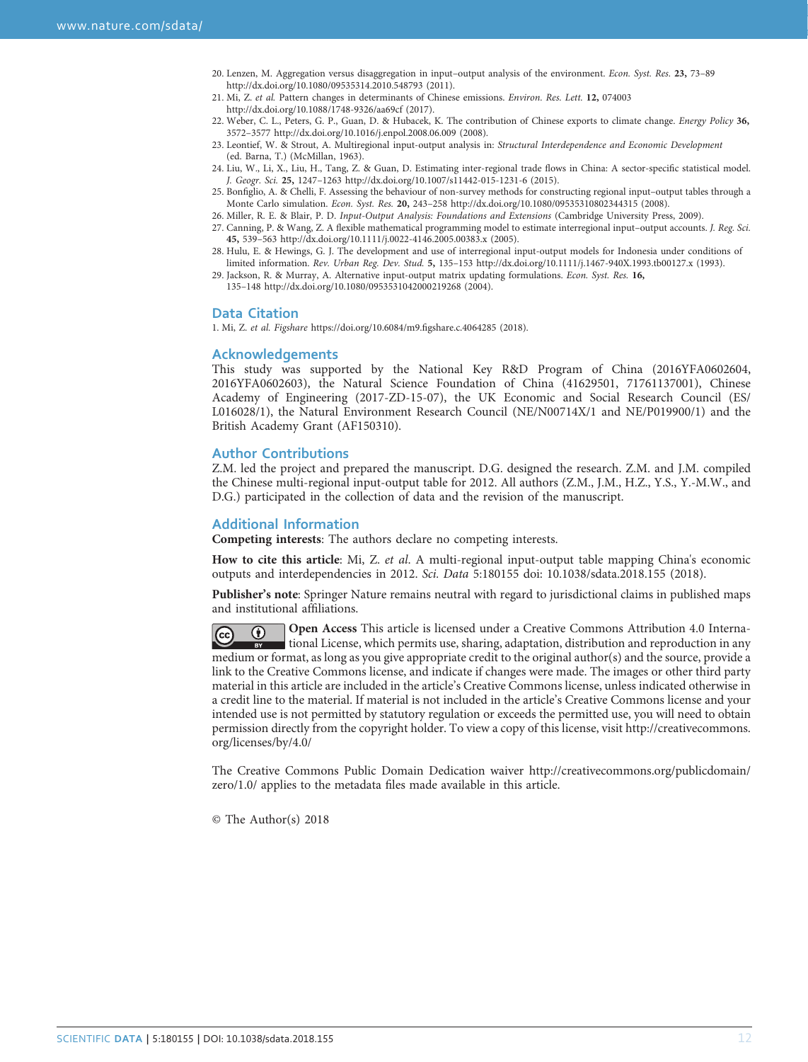20. Lenzen, M. Aggregation versus disaggregation in input–output analysis of the environment. *Econ. Syst. Res.* **23,** 73–89 http://dx.doi.org/10.1080/09535314.2010.548793 (2011).
21. Mi, Z. *et al.* Pattern changes in determinants of Chinese emissions. *Environ. Res. Lett.* **12,** 074003 http://dx.doi.org/10.1088/1748-9326/aa69cf (2017).
22. Weber, C. L., Peters, G. P., Guan, D. & Hubacek, K. The contribution of Chinese exports to climate change. *Energy Policy* **36,** 3572–3577 http://dx.doi.org/10.1016/j.enpol.2008.06.009 (2008).
23. Leontief, W. & Strout, A. Multiregional input-output analysis in: *Structural Interdependence and Economic Development* (ed. Barna, T.) (McMillan, 1963).
24. Liu, W., Li, X., Liu, H., Tang, Z. & Guan, D. Estimating inter-regional trade flows in China: A sector-specific statistical model. *J. Geogr. Sci.* **25,** 1247–1263 http://dx.doi.org/10.1007/s11442-015-1231-6 (2015).
25. Bonfiglio, A. & Chelli, F. Assessing the behaviour of non-survey methods for constructing regional input–output tables through a Monte Carlo simulation. *Econ. Syst. Res.* **20,** 243–258 http://dx.doi.org/10.1080/09535310802344315 (2008).
26. Miller, R. E. & Blair, P. D. *Input-Output Analysis: Foundations and Extensions* (Cambridge University Press, 2009).
27. Canning, P. & Wang, Z. A flexible mathematical programming model to estimate interregional input–output accounts. *J. Reg. Sci.* **45,** 539–563 http://dx.doi.org/10.1111/j.0022-4146.2005.00383.x (2005).
28. Hulu, E. & Hewings, G. J. The development and use of interregional input-output models for Indonesia under conditions of limited information. *Rev. Urban Reg. Dev. Stud.* **5,** 135–153 http://dx.doi.org/10.1111/j.1467-940X.1993.tb00127.x (1993).
29. Jackson, R. & Murray, A. Alternative input-output matrix updating formulations. *Econ. Syst. Res.* **16,** 135–148 http://dx.doi.org/10.1080/0953531042000219268 (2004).

## Data Citation

1. Mi, Z. *et al. Figshare* https://doi.org/10.6084/m9.figshare.c.4064285 (2018).

## Acknowledgements

This study was supported by the National Key R&D Program of China (2016YFA0602604, 2016YFA0602603), the Natural Science Foundation of China (41629501, 71761137001), Chinese Academy of Engineering (2017-ZD-15-07), the UK Economic and Social Research Council (ES/L016028/1), the Natural Environment Research Council (NE/N00714X/1 and NE/P019900/1) and the British Academy Grant (AF150310).

## Author Contributions

Z.M. led the project and prepared the manuscript. D.G. designed the research. Z.M. and J.M. compiled the Chinese multi-regional input-output table for 2012. All authors (Z.M., J.M., H.Z., Y.S., Y.-M.W., and D.G.) participated in the collection of data and the revision of the manuscript.

## Additional Information

**Competing interests**: The authors declare no competing interests.

**How to cite this article**: Mi, Z. *et al.* A multi-regional input-output table mapping China's economic outputs and interdependencies in 2012. *Sci. Data* 5:180155 doi: 10.1038/sdata.2018.155 (2018).

**Publisher's note**: Springer Nature remains neutral with regard to jurisdictional claims in published maps and institutional affiliations.

**Open Access** This article is licensed under a Creative Commons Attribution 4.0 International License, which permits use, sharing, adaptation, distribution and reproduction in any medium or format, as long as you give appropriate credit to the original author(s) and the source, provide a link to the Creative Commons license, and indicate if changes were made. The images or other third party material in this article are included in the article's Creative Commons license, unless indicated otherwise in a credit line to the material. If material is not included in the article's Creative Commons license and your intended use is not permitted by statutory regulation or exceeds the permitted use, you will need to obtain permission directly from the copyright holder. To view a copy of this license, visit http://creativecommons.org/licenses/by/4.0/

The Creative Commons Public Domain Dedication waiver http://creativecommons.org/publicdomain/zero/1.0/ applies to the metadata files made available in this article.

© The Author(s) 2018